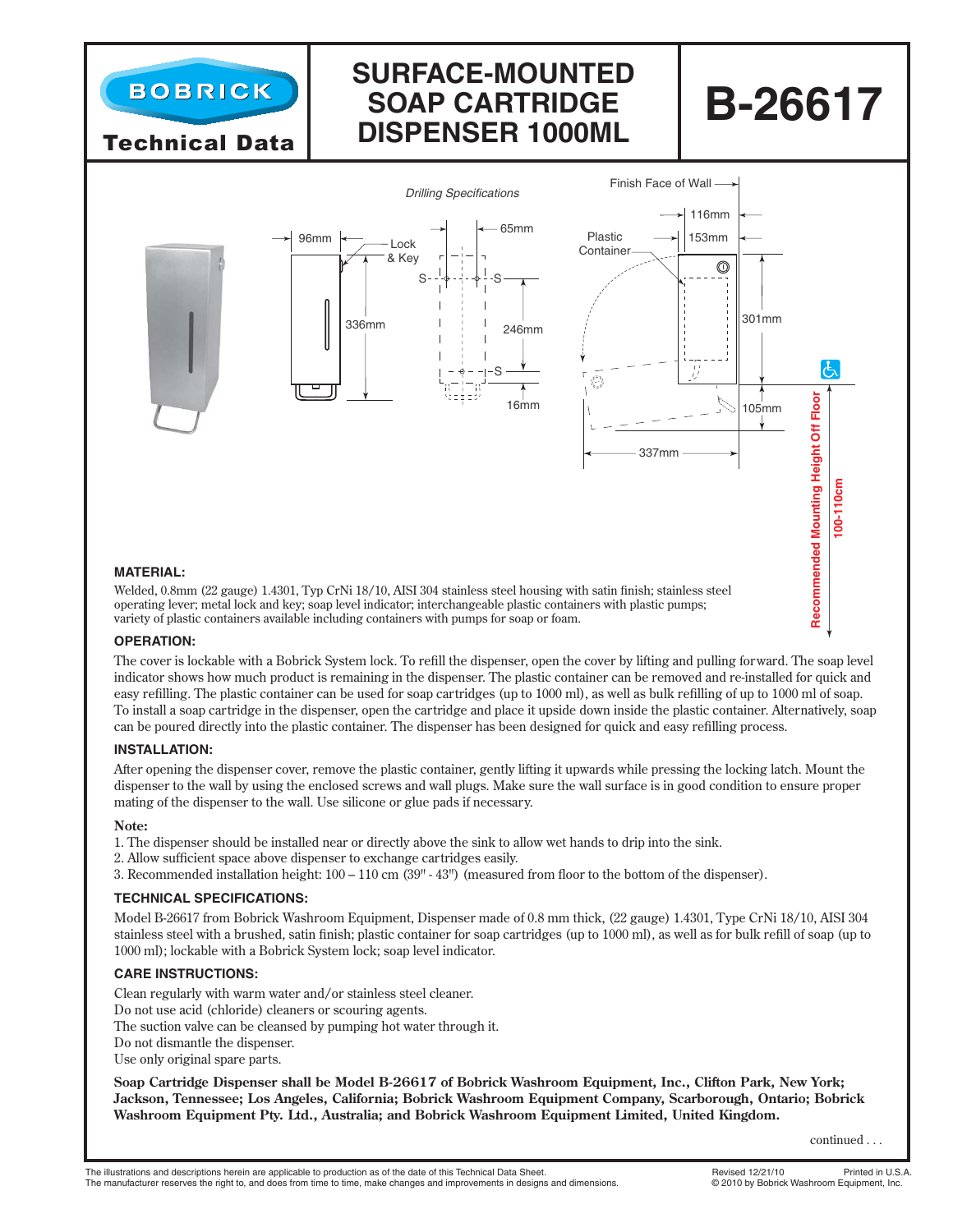# BOBRICK Technical Data

# SURFACE-MOUNTED SOAP CARTRIDGE DISPENSER 1000ML

# B-26617

*Drilling Specifications*

96mm · Lock & Key · 336mm · 65mm · 246mm · 16mm · Finish Face of Wall · 116mm · 153mm · Plastic Container · 301mm · 105mm · 337mm · Recommended Mounting Height Off Floor 100-110cm

### MATERIAL:

Welded, 0.8mm (22 gauge) 1.4301, Typ CrNi 18/10, AISI 304 stainless steel housing with satin finish; stainless steel operating lever; metal lock and key; soap level indicator; interchangeable plastic containers with plastic pumps; variety of plastic containers available including containers with pumps for soap or foam.

### OPERATION:

The cover is lockable with a Bobrick System lock. To refill the dispenser, open the cover by lifting and pulling forward. The soap level indicator shows how much product is remaining in the dispenser. The plastic container can be removed and re-installed for quick and easy refilling. The plastic container can be used for soap cartridges (up to 1000 ml), as well as bulk refilling of up to 1000 ml of soap. To install a soap cartridge in the dispenser, open the cartridge and place it upside down inside the plastic container. Alternatively, soap can be poured directly into the plastic container. The dispenser has been designed for quick and easy refilling process.

### INSTALLATION:

After opening the dispenser cover, remove the plastic container, gently lifting it upwards while pressing the locking latch. Mount the dispenser to the wall by using the enclosed screws and wall plugs. Make sure the wall surface is in good condition to ensure proper mating of the dispenser to the wall. Use silicone or glue pads if necessary.

**Note:**

1. The dispenser should be installed near or directly above the sink to allow wet hands to drip into the sink.
2. Allow sufficient space above dispenser to exchange cartridges easily.
3. Recommended installation height: 100 – 110 cm (39" - 43") (measured from floor to the bottom of the dispenser).

### TECHNICAL SPECIFICATIONS:

Model B-26617 from Bobrick Washroom Equipment, Dispenser made of 0.8 mm thick, (22 gauge) 1.4301, Type CrNi 18/10, AISI 304 stainless steel with a brushed, satin finish; plastic container for soap cartridges (up to 1000 ml), as well as for bulk refill of soap (up to 1000 ml); lockable with a Bobrick System lock; soap level indicator.

### CARE INSTRUCTIONS:

Clean regularly with warm water and/or stainless steel cleaner.
Do not use acid (chloride) cleaners or scouring agents.
The suction valve can be cleansed by pumping hot water through it.
Do not dismantle the dispenser.
Use only original spare parts.

**Soap Cartridge Dispenser shall be Model B-26617 of Bobrick Washroom Equipment, Inc., Clifton Park, New York; Jackson, Tennessee; Los Angeles, California; Bobrick Washroom Equipment Company, Scarborough, Ontario; Bobrick Washroom Equipment Pty. Ltd., Australia; and Bobrick Washroom Equipment Limited, United Kingdom.**

continued . . .

The illustrations and descriptions herein are applicable to production as of the date of this Technical Data Sheet. The manufacturer reserves the right to, and does from time to time, make changes and improvements in designs and dimensions.

Revised 12/21/10 Printed in U.S.A.
© 2010 by Bobrick Washroom Equipment, Inc.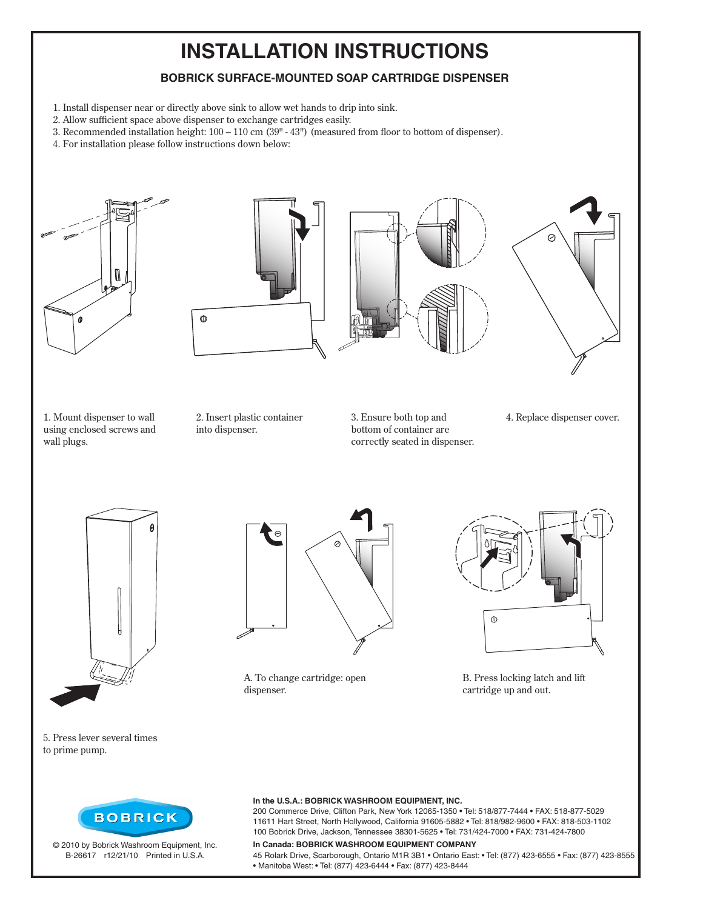# INSTALLATION INSTRUCTIONS

## BOBRICK SURFACE-MOUNTED SOAP CARTRIDGE DISPENSER

1. Install dispenser near or directly above sink to allow wet hands to drip into sink.
2. Allow sufficient space above dispenser to exchange cartridges easily.
3. Recommended installation height: 100 – 110 cm (39" - 43") (measured from floor to bottom of dispenser).
4. For installation please follow instructions down below:

1. Mount dispenser to wall using enclosed screws and wall plugs.

2. Insert plastic container into dispenser.

3. Ensure both top and bottom of container are correctly seated in dispenser.

4. Replace dispenser cover.

5. Press lever several times to prime pump.

A. To change cartridge: open dispenser.

B. Press locking latch and lift cartridge up and out.

**In the U.S.A.: BOBRICK WASHROOM EQUIPMENT, INC.**
200 Commerce Drive, Clifton Park, New York 12065-1350 • Tel: 518/877-7444 • FAX: 518-877-5029
11611 Hart Street, North Hollywood, California 91605-5882 • Tel: 818/982-9600 • FAX: 818-503-1102
100 Bobrick Drive, Jackson, Tennessee 38301-5625 • Tel: 731/424-7000 • FAX: 731-424-7800

**In Canada: BOBRICK WASHROOM EQUIPMENT COMPANY**
45 Rolark Drive, Scarborough, Ontario M1R 3B1 • Ontario East: • Tel: (877) 423-6555 • Fax: (877) 423-8555 • Manitoba West: • Tel: (877) 423-6444 • Fax: (877) 423-8444

BOBRICK

© 2010 by Bobrick Washroom Equipment, Inc.
B-26617 r12/21/10 Printed in U.S.A.